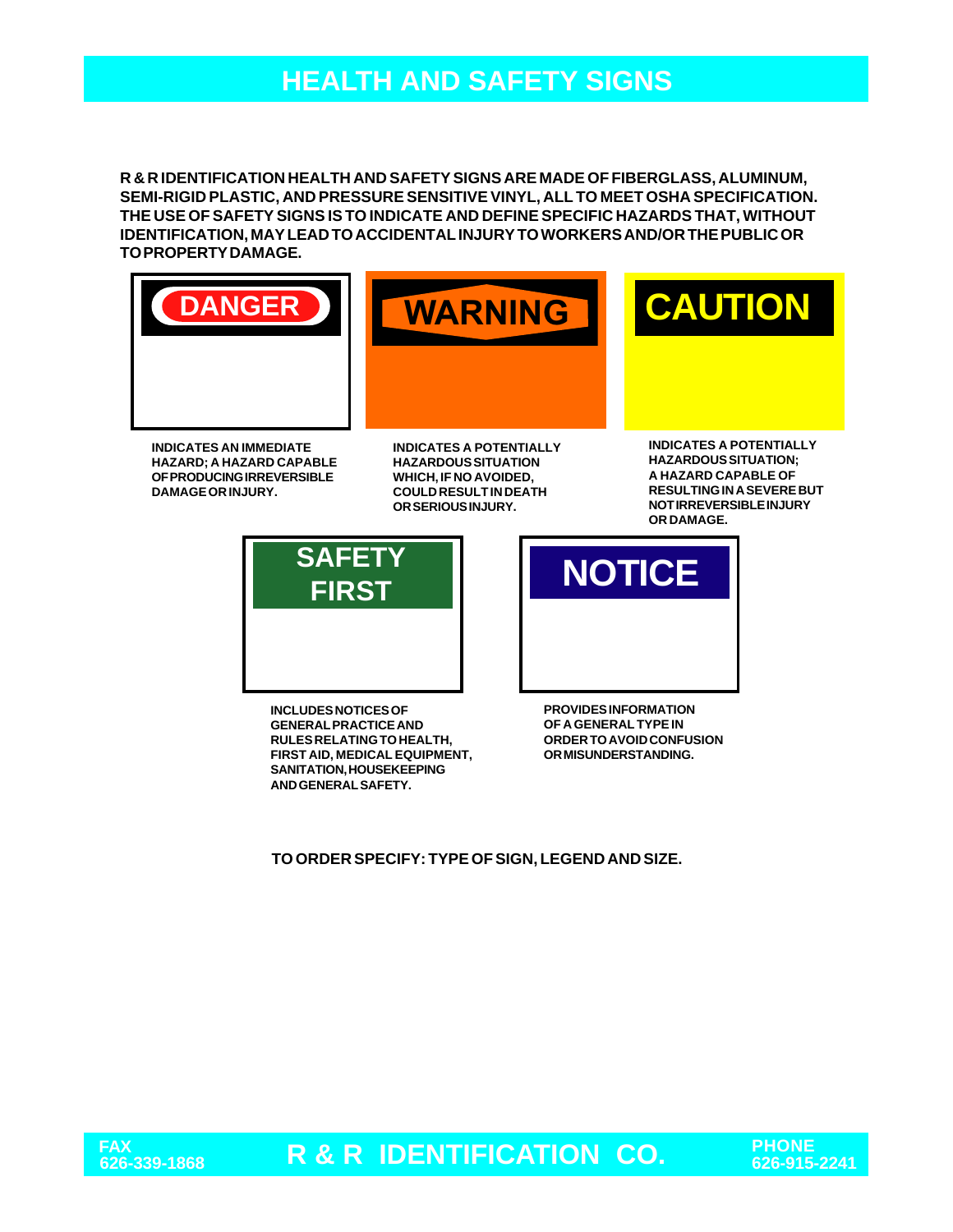# HEALTH AND SAFETY SIGNS

**R & R IDENTIFICATION HEALTH AND SAFETY SIGNS ARE MADE OF FIBERGLASS, ALUMINUM, SEMI-RIGID PLASTIC, AND PRESSURE SENSITIVE VINYL, ALL TO MEET OSHA SPECIFICATION. THE USE OF SAFETY SIGNS IS TO INDICATE AND DEFINE SPECIFIC HAZARDS THAT, WITHOUT IDENTIFICATION, MAY LEAD TO ACCIDENTAL INJURY TO WORKERS AND/OR THE PUBLIC OR TO PROPERTY DAMAGE.**

**DANGER**

**INDICATES AN IMMEDIATE HAZARD; A HAZARD CAPABLE OF PRODUCING IRREVERSIBLE DAMAGE OR INJURY.**

**WARNING**

**INDICATES A POTENTIALLY HAZARDOUS SITUATION WHICH, IF NO AVOIDED, COULD RESULT IN DEATH OR SERIOUS INJURY.**

**CAUTION**

**INDICATES A POTENTIALLY HAZARDOUS SITUATION; A HAZARD CAPABLE OF RESULTING IN A SEVERE BUT NOT IRREVERSIBLE INJURY OR DAMAGE.**

**SAFETY FIRST**

**INCLUDES NOTICES OF GENERAL PRACTICE AND RULES RELATING TO HEALTH, FIRST AID, MEDICAL EQUIPMENT, SANITATION, HOUSEKEEPING AND GENERAL SAFETY.**

**NOTICE**

**PROVIDES INFORMATION OF A GENERAL TYPE IN ORDER TO AVOID CONFUSION OR MISUNDERSTANDING.**

**TO ORDER SPECIFY: TYPE OF SIGN, LEGEND AND SIZE.**

**FAX 626-339-1868** | **R & R IDENTIFICATION CO.** | **PHONE 626-915-2241**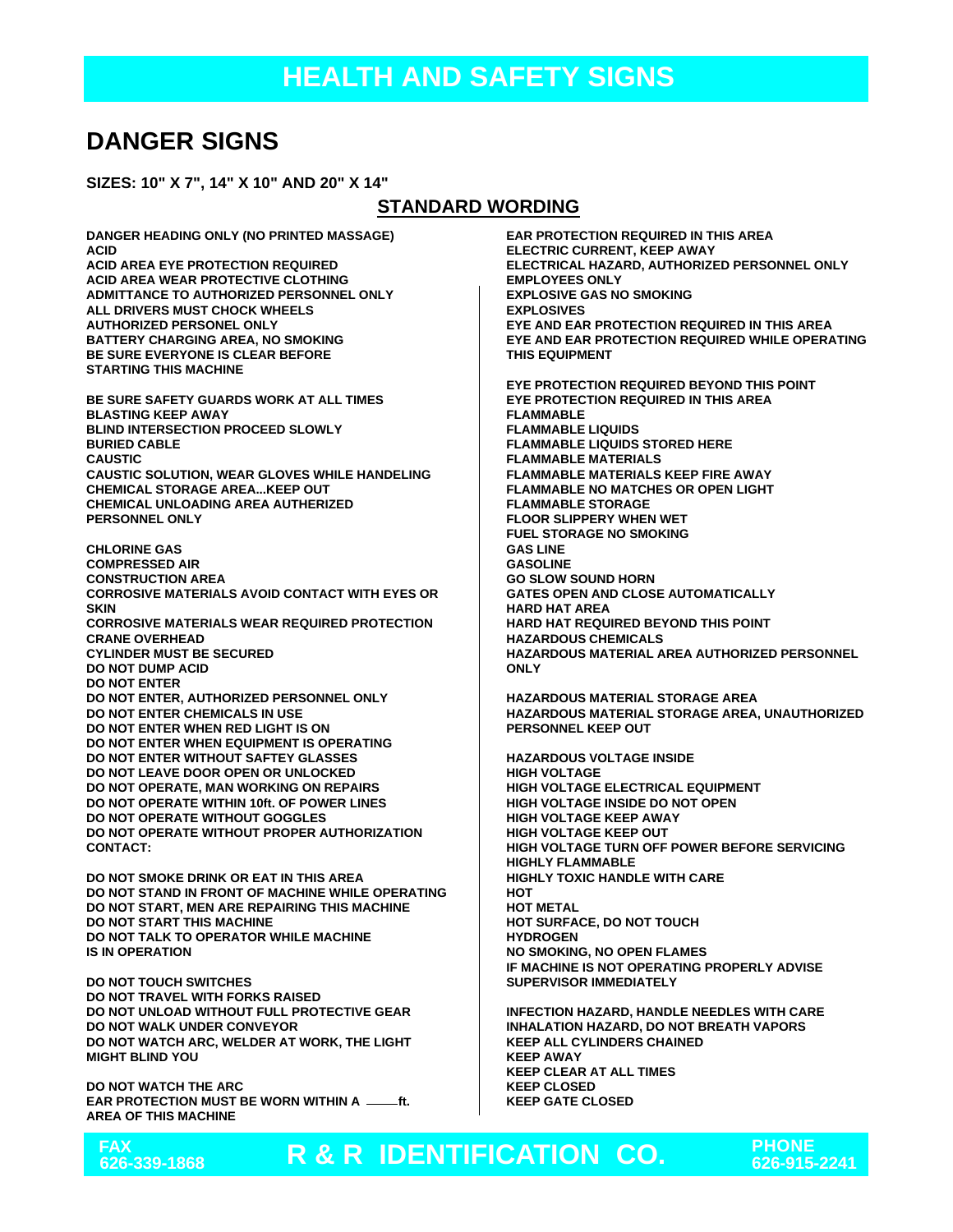# HEALTH AND SAFETY SIGNS

## DANGER SIGNS

**SIZES: 10" X 7", 14" X 10" AND 20" X 14"**

### STANDARD WORDING

DANGER HEADING ONLY (NO PRINTED MASSAGE)
ACID
ACID AREA EYE PROTECTION REQUIRED
ACID AREA WEAR PROTECTIVE CLOTHING
ADMITTANCE TO AUTHORIZED PERSONNEL ONLY
ALL DRIVERS MUST CHOCK WHEELS
AUTHORIZED PERSONEL ONLY
BATTERY CHARGING AREA, NO SMOKING
BE SURE EVERYONE IS CLEAR BEFORE STARTING THIS MACHINE

BE SURE SAFETY GUARDS WORK AT ALL TIMES
BLASTING KEEP AWAY
BLIND INTERSECTION PROCEED SLOWLY
BURIED CABLE
CAUSTIC
CAUSTIC SOLUTION, WEAR GLOVES WHILE HANDELING
CHEMICAL STORAGE AREA...KEEP OUT
CHEMICAL UNLOADING AREA AUTHERIZED PERSONNEL ONLY

CHLORINE GAS
COMPRESSED AIR
CONSTRUCTION AREA
CORROSIVE MATERIALS AVOID CONTACT WITH EYES OR SKIN
CORROSIVE MATERIALS WEAR REQUIRED PROTECTION
CRANE OVERHEAD
CYLINDER MUST BE SECURED
DO NOT DUMP ACID
DO NOT ENTER
DO NOT ENTER, AUTHORIZED PERSONNEL ONLY
DO NOT ENTER CHEMICALS IN USE
DO NOT ENTER WHEN RED LIGHT IS ON
DO NOT ENTER WHEN EQUIPMENT IS OPERATING
DO NOT ENTER WITHOUT SAFTEY GLASSES
DO NOT LEAVE DOOR OPEN OR UNLOCKED
DO NOT OPERATE, MAN WORKING ON REPAIRS
DO NOT OPERATE WITHIN 10ft. OF POWER LINES
DO NOT OPERATE WITHOUT GOGGLES
DO NOT OPERATE WITHOUT PROPER AUTHORIZATION CONTACT:

DO NOT SMOKE DRINK OR EAT IN THIS AREA
DO NOT STAND IN FRONT OF MACHINE WHILE OPERATING
DO NOT START, MEN ARE REPAIRING THIS MACHINE
DO NOT START THIS MACHINE
DO NOT TALK TO OPERATOR WHILE MACHINE IS IN OPERATION

DO NOT TOUCH SWITCHES
DO NOT TRAVEL WITH FORKS RAISED
DO NOT UNLOAD WITHOUT FULL PROTECTIVE GEAR
DO NOT WALK UNDER CONVEYOR
DO NOT WATCH ARC, WELDER AT WORK, THE LIGHT MIGHT BLIND YOU

DO NOT WATCH THE ARC
EAR PROTECTION MUST BE WORN WITHIN A \_\_\_\_ft. AREA OF THIS MACHINE

EAR PROTECTION REQUIRED IN THIS AREA
ELECTRIC CURRENT, KEEP AWAY
ELECTRICAL HAZARD, AUTHORIZED PERSONNEL ONLY
EMPLOYEES ONLY
EXPLOSIVE GAS NO SMOKING
EXPLOSIVES
EYE AND EAR PROTECTION REQUIRED IN THIS AREA
EYE AND EAR PROTECTION REQUIRED WHILE OPERATING THIS EQUIPMENT

EYE PROTECTION REQUIRED BEYOND THIS POINT
EYE PROTECTION REQUIRED IN THIS AREA
FLAMMABLE
FLAMMABLE LIQUIDS
FLAMMABLE LIQUIDS STORED HERE
FLAMMABLE MATERIALS
FLAMMABLE MATERIALS KEEP FIRE AWAY
FLAMMABLE NO MATCHES OR OPEN LIGHT
FLAMMABLE STORAGE
FLOOR SLIPPERY WHEN WET
FUEL STORAGE NO SMOKING
GAS LINE
GASOLINE
GO SLOW SOUND HORN
GATES OPEN AND CLOSE AUTOMATICALLY
HARD HAT AREA
HARD HAT REQUIRED BEYOND THIS POINT
HAZARDOUS CHEMICALS
HAZARDOUS MATERIAL AREA AUTHORIZED PERSONNEL ONLY

HAZARDOUS MATERIAL STORAGE AREA
HAZARDOUS MATERIAL STORAGE AREA, UNAUTHORIZED PERSONNEL KEEP OUT

HAZARDOUS VOLTAGE INSIDE
HIGH VOLTAGE
HIGH VOLTAGE ELECTRICAL EQUIPMENT
HIGH VOLTAGE INSIDE DO NOT OPEN
HIGH VOLTAGE KEEP AWAY
HIGH VOLTAGE KEEP OUT
HIGH VOLTAGE TURN OFF POWER BEFORE SERVICING
HIGHLY FLAMMABLE
HIGHLY TOXIC HANDLE WITH CARE
HOT
HOT METAL
HOT SURFACE, DO NOT TOUCH
HYDROGEN
NO SMOKING, NO OPEN FLAMES
IF MACHINE IS NOT OPERATING PROPERLY ADVISE SUPERVISOR IMMEDIATELY

INFECTION HAZARD, HANDLE NEEDLES WITH CARE
INHALATION HAZARD, DO NOT BREATH VAPORS
KEEP ALL CYLINDERS CHAINED
KEEP AWAY
KEEP CLEAR AT ALL TIMES
KEEP CLOSED
KEEP GATE CLOSED

FAX 626-339-1868 **R & R IDENTIFICATION CO.** PHONE 626-915-2241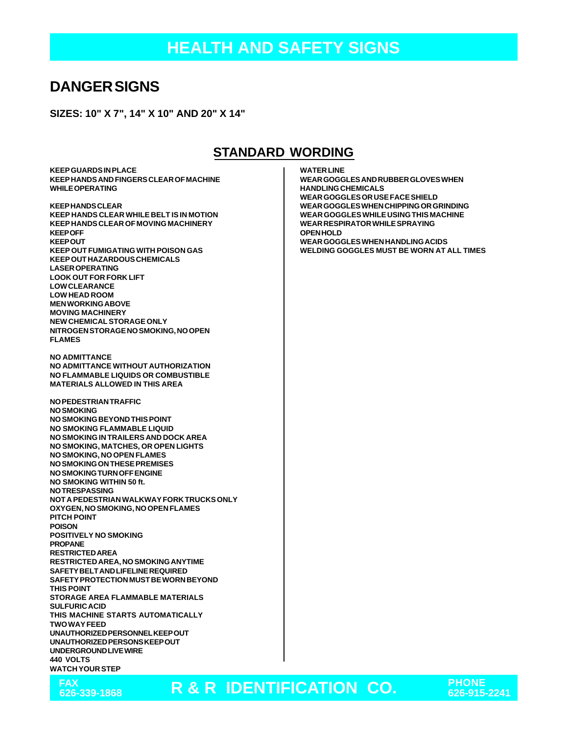# HEALTH AND SAFETY SIGNS

## DANGER SIGNS

**SIZES: 10" X 7", 14" X 10" AND 20" X 14"**

### STANDARD WORDING

KEEP GUARDS IN PLACE
KEEP HANDS AND FINGERS CLEAR OF MACHINE WHILE OPERATING

KEEP HANDS CLEAR
KEEP HANDS CLEAR WHILE BELT IS IN MOTION
KEEP HANDS CLEAR OF MOVING MACHINERY
KEEP OFF
KEEP OUT
KEEP OUT FUMIGATING WITH POISON GAS
KEEP OUT HAZARDOUS CHEMICALS
LASER OPERATING
LOOK OUT FOR FORK LIFT
LOW CLEARANCE
LOW HEAD ROOM
MEN WORKING ABOVE
MOVING MACHINERY
NEW CHEMICAL STORAGE ONLY
NITROGEN STORAGE NO SMOKING, NO OPEN FLAMES

NO ADMITTANCE
NO ADMITTANCE WITHOUT AUTHORIZATION
NO FLAMMABLE LIQUIDS OR COMBUSTIBLE MATERIALS ALLOWED IN THIS AREA

NO PEDESTRIAN TRAFFIC
NO SMOKING
NO SMOKING BEYOND THIS POINT
NO SMOKING FLAMMABLE LIQUID
NO SMOKING IN TRAILERS AND DOCK AREA
NO SMOKING, MATCHES, OR OPEN LIGHTS
NO SMOKING, NO OPEN FLAMES
NO SMOKING ON THESE PREMISES
NO SMOKING TURN OFF ENGINE
NO SMOKING WITHIN 50 ft.
NO TRESPASSING
NOT A PEDESTRIAN WALKWAY FORK TRUCKS ONLY
OXYGEN, NO SMOKING, NO OPEN FLAMES
PITCH POINT
POISON
POSITIVELY NO SMOKING
PROPANE
RESTRICTED AREA
RESTRICTED AREA, NO SMOKING ANYTIME
SAFETY BELT AND LIFELINE REQUIRED
SAFETY PROTECTION MUST BE WORN BEYOND THIS POINT
STORAGE AREA FLAMMABLE MATERIALS
SULFURIC ACID
THIS MACHINE STARTS AUTOMATICALLY
TWO WAY FEED
UNAUTHORIZED PERSONNEL KEEP OUT
UNAUTHORIZED PERSONS KEEP OUT
UNDERGROUND LIVE WIRE
440 VOLTS
WATCH YOUR STEP

WATER LINE
WEAR GOGGLES AND RUBBER GLOVES WHEN HANDLING CHEMICALS
WEAR GOGGLES OR USE FACE SHIELD
WEAR GOGGLES WHEN CHIPPING OR GRINDING
WEAR GOGGLES WHILE USING THIS MACHINE
WEAR RESPIRATOR WHILE SPRAYING
OPEN HOLD
WEAR GOGGLES WHEN HANDLING ACIDS
WELDING GOGGLES MUST BE WORN AT ALL TIMES

FAX 626-339-1868 | **R & R IDENTIFICATION CO.** | PHONE 626-915-2241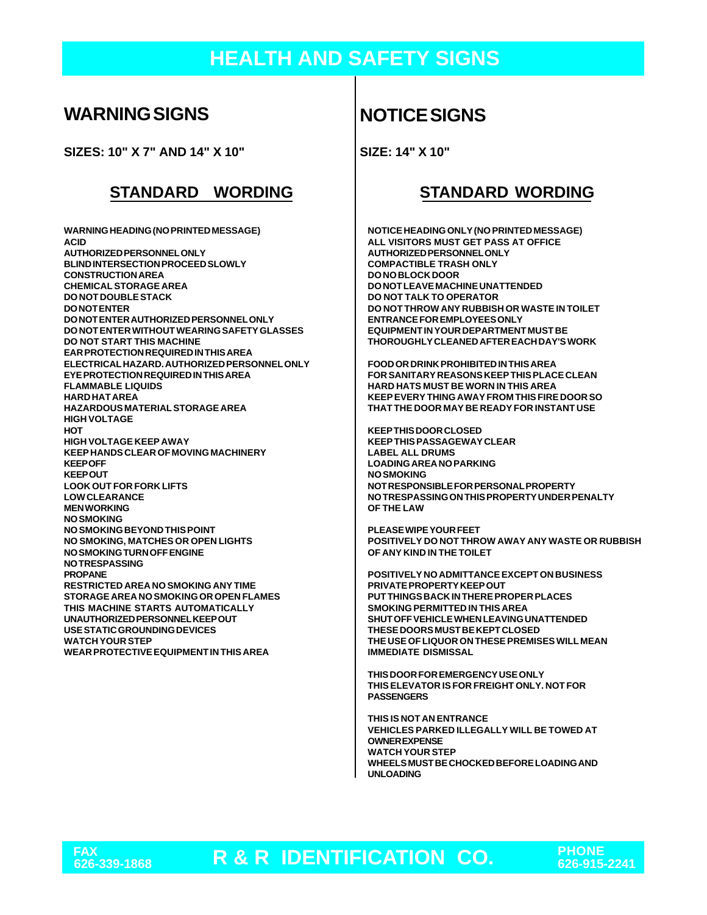# HEALTH AND SAFETY SIGNS

## WARNING SIGNS

**SIZES: 10" X 7" AND 14" X 10"**

### STANDARD WORDING

WARNING HEADING (NO PRINTED MESSAGE)
ACID
AUTHORIZED PERSONNEL ONLY
BLIND INTERSECTION PROCEED SLOWLY
CONSTRUCTION AREA
CHEMICAL STORAGE AREA
DO NOT DOUBLE STACK
DO NOT ENTER
DO NOT ENTER AUTHORIZED PERSONNEL ONLY
DO NOT ENTER WITHOUT WEARING SAFETY GLASSES
DO NOT START THIS MACHINE
EAR PROTECTION REQUIRED IN THIS AREA
ELECTRICAL HAZARD. AUTHORIZED PERSONNEL ONLY
EYE PROTECTION REQUIRED IN THIS AREA
FLAMMABLE LIQUIDS
HARD HAT AREA
HAZARDOUS MATERIAL STORAGE AREA
HIGH VOLTAGE
HOT
HIGH VOLTAGE KEEP AWAY
KEEP HANDS CLEAR OF MOVING MACHINERY
KEEP OFF
KEEP OUT
LOOK OUT FOR FORK LIFTS
LOW CLEARANCE
MEN WORKING
NO SMOKING
NO SMOKING BEYOND THIS POINT
NO SMOKING, MATCHES OR OPEN LIGHTS
NO SMOKING TURN OFF ENGINE
NO TRESPASSING
PROPANE
RESTRICTED AREA NO SMOKING ANY TIME
STORAGE AREA NO SMOKING OR OPEN FLAMES
THIS MACHINE STARTS AUTOMATICALLY
UNAUTHORIZED PERSONNEL KEEP OUT
USE STATIC GROUNDING DEVICES
WATCH YOUR STEP
WEAR PROTECTIVE EQUIPMENT IN THIS AREA

## NOTICE SIGNS

**SIZE: 14" X 10"**

### STANDARD WORDING

NOTICE HEADING ONLY (NO PRINTED MESSAGE)
ALL VISITORS MUST GET PASS AT OFFICE
AUTHORIZED PERSONNEL ONLY
COMPACTIBLE TRASH ONLY
DO NO BLOCK DOOR
DO NOT LEAVE MACHINE UNATTENDED
DO NOT TALK TO OPERATOR
DO NOT THROW ANY RUBBISH OR WASTE IN TOILET
ENTRANCE FOR EMPLOYEES ONLY
EQUIPMENT IN YOUR DEPARTMENT MUST BE
THOROUGHLY CLEANED AFTER EACH DAY'S WORK

FOOD OR DRINK PROHIBITED IN THIS AREA
FOR SANITARY REASONS KEEP THIS PLACE CLEAN
HARD HATS MUST BE WORN IN THIS AREA
KEEP EVERY THING AWAY FROM THIS FIRE DOOR SO
THAT THE DOOR MAY BE READY FOR INSTANT USE

KEEP THIS DOOR CLOSED
KEEP THIS PASSAGEWAY CLEAR
LABEL ALL DRUMS
LOADING AREA NO PARKING
NO SMOKING
NOT RESPONSIBLE FOR PERSONAL PROPERTY
NO TRESPASSING ON THIS PROPERTY UNDER PENALTY
OF THE LAW

PLEASE WIPE YOUR FEET
POSITIVELY DO NOT THROW AWAY ANY WASTE OR RUBBISH
OF ANY KIND IN THE TOILET

POSITIVELY NO ADMITTANCE EXCEPT ON BUSINESS
PRIVATE PROPERTY KEEP OUT
PUT THINGS BACK IN THERE PROPER PLACES
SMOKING PERMITTED IN THIS AREA
SHUT OFF VEHICLE WHEN LEAVING UNATTENDED
THESE DOORS MUST BE KEPT CLOSED
THE USE OF LIQUOR ON THESE PREMISES WILL MEAN
IMMEDIATE DISMISSAL

THIS DOOR FOR EMERGENCY USE ONLY
THIS ELEVATOR IS FOR FREIGHT ONLY. NOT FOR
PASSENGERS

THIS IS NOT AN ENTRANCE
VEHICLES PARKED ILLEGALLY WILL BE TOWED AT
OWNER EXPENSE
WATCH YOUR STEP
WHEELS MUST BE CHOCKED BEFORE LOADING AND
UNLOADING

FAX 626-339-1868 **R & R IDENTIFICATION CO.** PHONE 626-915-2241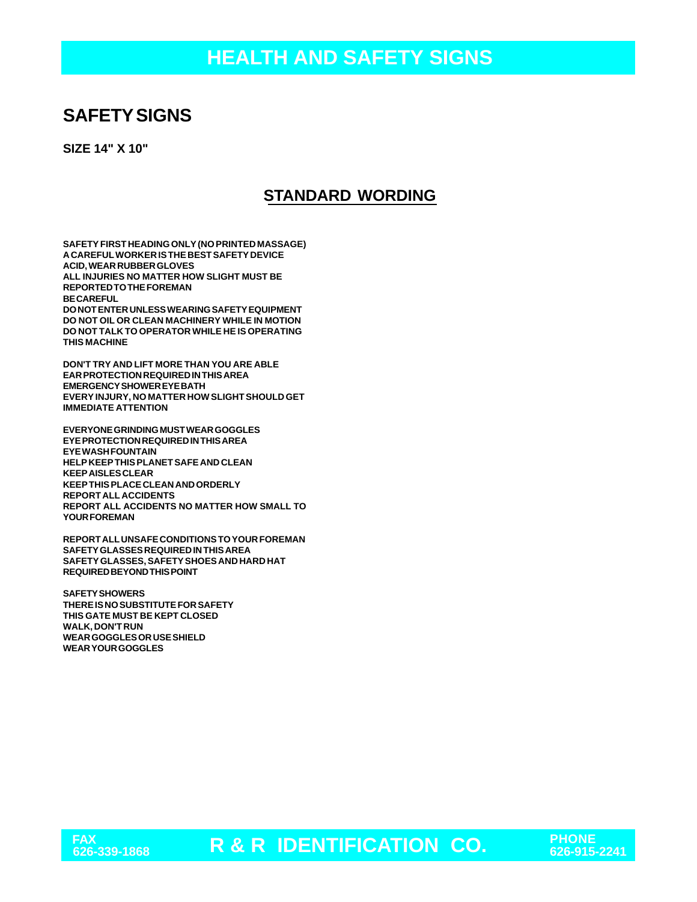# HEALTH AND SAFETY SIGNS

## SAFETY SIGNS

**SIZE 14" X 10"**

### STANDARD WORDING

**SAFETY FIRST HEADING ONLY (NO PRINTED MASSAGE)**
**A CAREFUL WORKER IS THE BEST SAFETY DEVICE**
**ACID, WEAR RUBBER GLOVES**
**ALL INJURIES NO MATTER HOW SLIGHT MUST BE REPORTED TO THE FOREMAN**
**BE CAREFUL**
**DO NOT ENTER UNLESS WEARING SAFETY EQUIPMENT**
**DO NOT OIL OR CLEAN MACHINERY WHILE IN MOTION**
**DO NOT TALK TO OPERATOR WHILE HE IS OPERATING THIS MACHINE**

**DON'T TRY AND LIFT MORE THAN YOU ARE ABLE**
**EAR PROTECTION REQUIRED IN THIS AREA**
**EMERGENCY SHOWER EYE BATH**
**EVERY INJURY, NO MATTER HOW SLIGHT SHOULD GET IMMEDIATE ATTENTION**

**EVERYONE GRINDING MUST WEAR GOGGLES**
**EYE PROTECTION REQUIRED IN THIS AREA**
**EYE WASH FOUNTAIN**
**HELP KEEP THIS PLANET SAFE AND CLEAN**
**KEEP AISLES CLEAR**
**KEEP THIS PLACE CLEAN AND ORDERLY**
**REPORT ALL ACCIDENTS**
**REPORT ALL ACCIDENTS NO MATTER HOW SMALL TO YOUR FOREMAN**

**REPORT ALL UNSAFE CONDITIONS TO YOUR FOREMAN**
**SAFETY GLASSES REQUIRED IN THIS AREA**
**SAFETY GLASSES, SAFETY SHOES AND HARD HAT REQUIRED BEYOND THIS POINT**

**SAFETY SHOWERS**
**THERE IS NO SUBSTITUTE FOR SAFETY**
**THIS GATE MUST BE KEPT CLOSED**
**WALK, DON'T RUN**
**WEAR GOGGLES OR USE SHIELD**
**WEAR YOUR GOGGLES**

**FAX 626-339-1868** **R & R IDENTIFICATION CO.** **PHONE 626-915-2241**